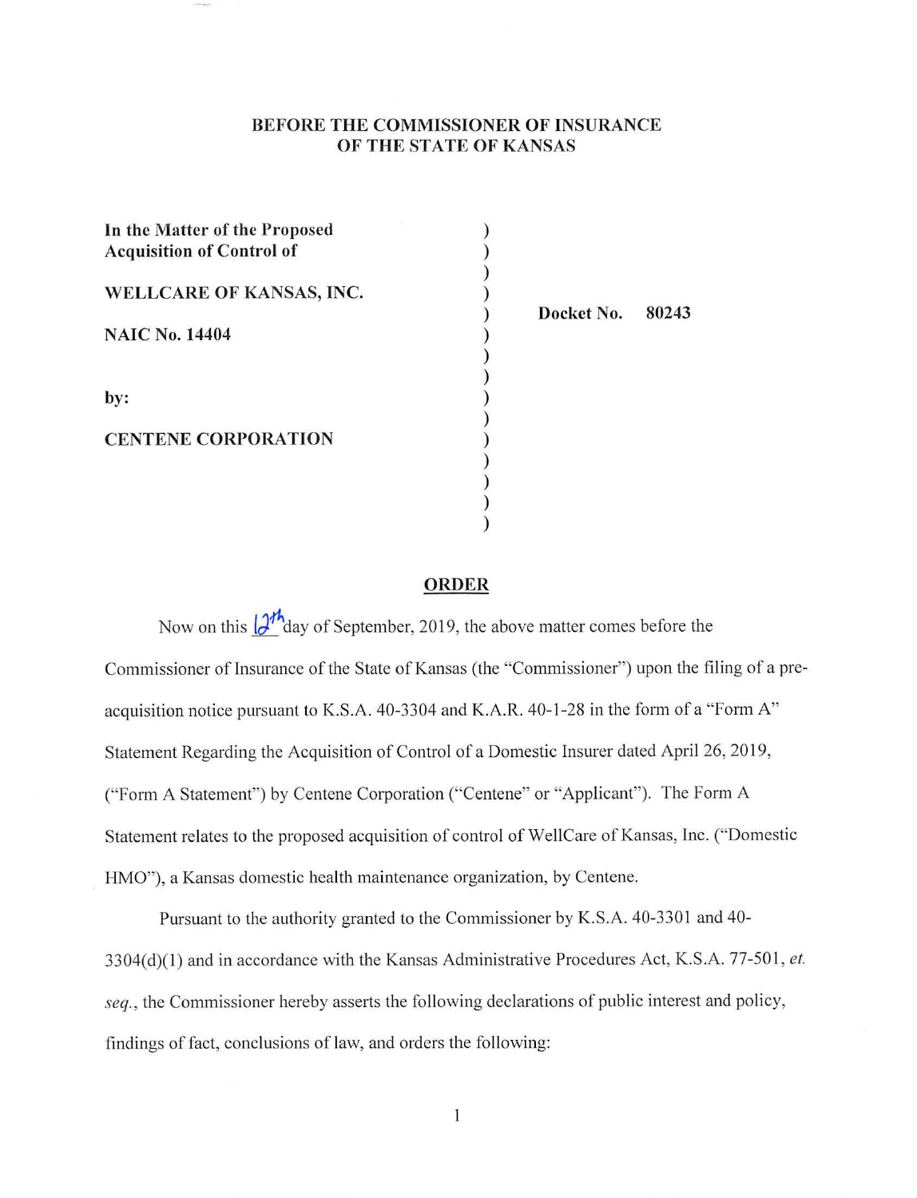**BEFORE THE COMMISSIONER OF INSURANCE**
**OF THE STATE OF KANSAS**

**In the Matter of the Proposed Acquisition of Control of**

**WELLCARE OF KANSAS, INC.**

**NAIC No. 14404**

**by:**

**CENTENE CORPORATION**

**Docket No. 80243**

## ORDER

Now on this 12th day of September, 2019, the above matter comes before the Commissioner of Insurance of the State of Kansas (the "Commissioner") upon the filing of a pre-acquisition notice pursuant to K.S.A. 40-3304 and K.A.R. 40-1-28 in the form of a "Form A" Statement Regarding the Acquisition of Control of a Domestic Insurer dated April 26, 2019, ("Form A Statement") by Centene Corporation ("Centene" or "Applicant"). The Form A Statement relates to the proposed acquisition of control of WellCare of Kansas, Inc. ("Domestic HMO"), a Kansas domestic health maintenance organization, by Centene.

Pursuant to the authority granted to the Commissioner by K.S.A. 40-3301 and 40-3304(d)(1) and in accordance with the Kansas Administrative Procedures Act, K.S.A. 77-501, *et. seq.*, the Commissioner hereby asserts the following declarations of public interest and policy, findings of fact, conclusions of law, and orders the following: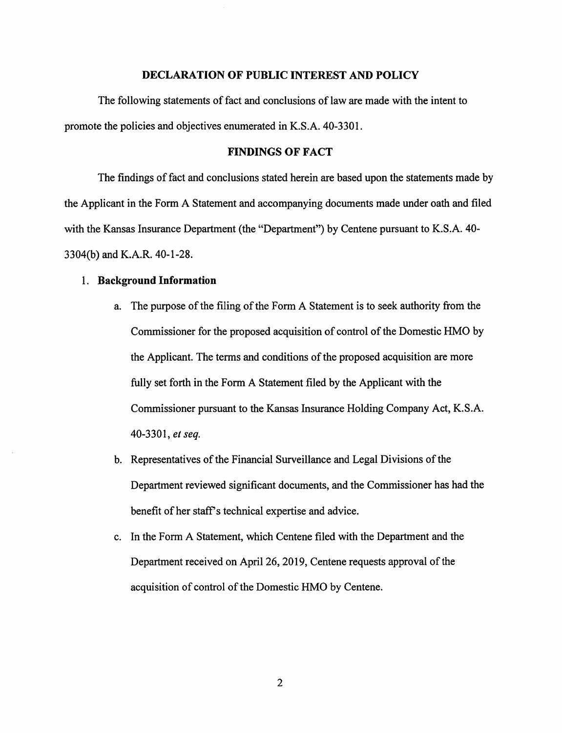## DECLARATION OF PUBLIC INTEREST AND POLICY

The following statements of fact and conclusions of law are made with the intent to promote the policies and objectives enumerated in K.S.A. 40-3301.

## FINDINGS OF FACT

The findings of fact and conclusions stated herein are based upon the statements made by the Applicant in the Form A Statement and accompanying documents made under oath and filed with the Kansas Insurance Department (the "Department") by Centene pursuant to K.S.A. 40-3304(b) and K.A.R. 40-1-28.

1. **Background Information**
   a. The purpose of the filing of the Form A Statement is to seek authority from the Commissioner for the proposed acquisition of control of the Domestic HMO by the Applicant. The terms and conditions of the proposed acquisition are more fully set forth in the Form A Statement filed by the Applicant with the Commissioner pursuant to the Kansas Insurance Holding Company Act, K.S.A. 40-3301, *et seq.*
   b. Representatives of the Financial Surveillance and Legal Divisions of the Department reviewed significant documents, and the Commissioner has had the benefit of her staff's technical expertise and advice.
   c. In the Form A Statement, which Centene filed with the Department and the Department received on April 26, 2019, Centene requests approval of the acquisition of control of the Domestic HMO by Centene.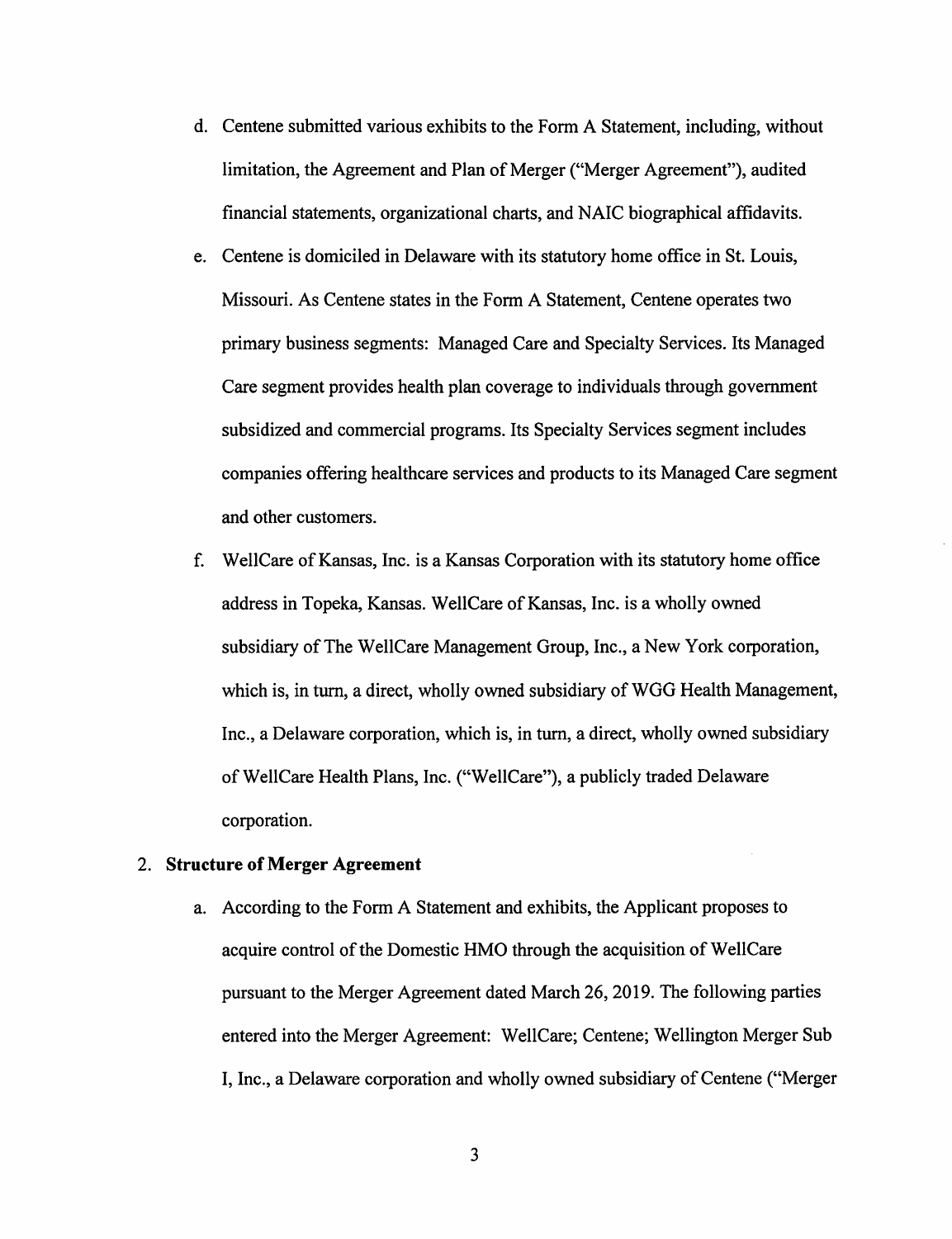d. Centene submitted various exhibits to the Form A Statement, including, without limitation, the Agreement and Plan of Merger ("Merger Agreement"), audited financial statements, organizational charts, and NAIC biographical affidavits.

e. Centene is domiciled in Delaware with its statutory home office in St. Louis, Missouri. As Centene states in the Form A Statement, Centene operates two primary business segments: Managed Care and Specialty Services. Its Managed Care segment provides health plan coverage to individuals through government subsidized and commercial programs. Its Specialty Services segment includes companies offering healthcare services and products to its Managed Care segment and other customers.

f. WellCare of Kansas, Inc. is a Kansas Corporation with its statutory home office address in Topeka, Kansas. WellCare of Kansas, Inc. is a wholly owned subsidiary of The WellCare Management Group, Inc., a New York corporation, which is, in turn, a direct, wholly owned subsidiary of WGG Health Management, Inc., a Delaware corporation, which is, in turn, a direct, wholly owned subsidiary of WellCare Health Plans, Inc. ("WellCare"), a publicly traded Delaware corporation.

2. **Structure of Merger Agreement**

a. According to the Form A Statement and exhibits, the Applicant proposes to acquire control of the Domestic HMO through the acquisition of WellCare pursuant to the Merger Agreement dated March 26, 2019. The following parties entered into the Merger Agreement: WellCare; Centene; Wellington Merger Sub I, Inc., a Delaware corporation and wholly owned subsidiary of Centene ("Merger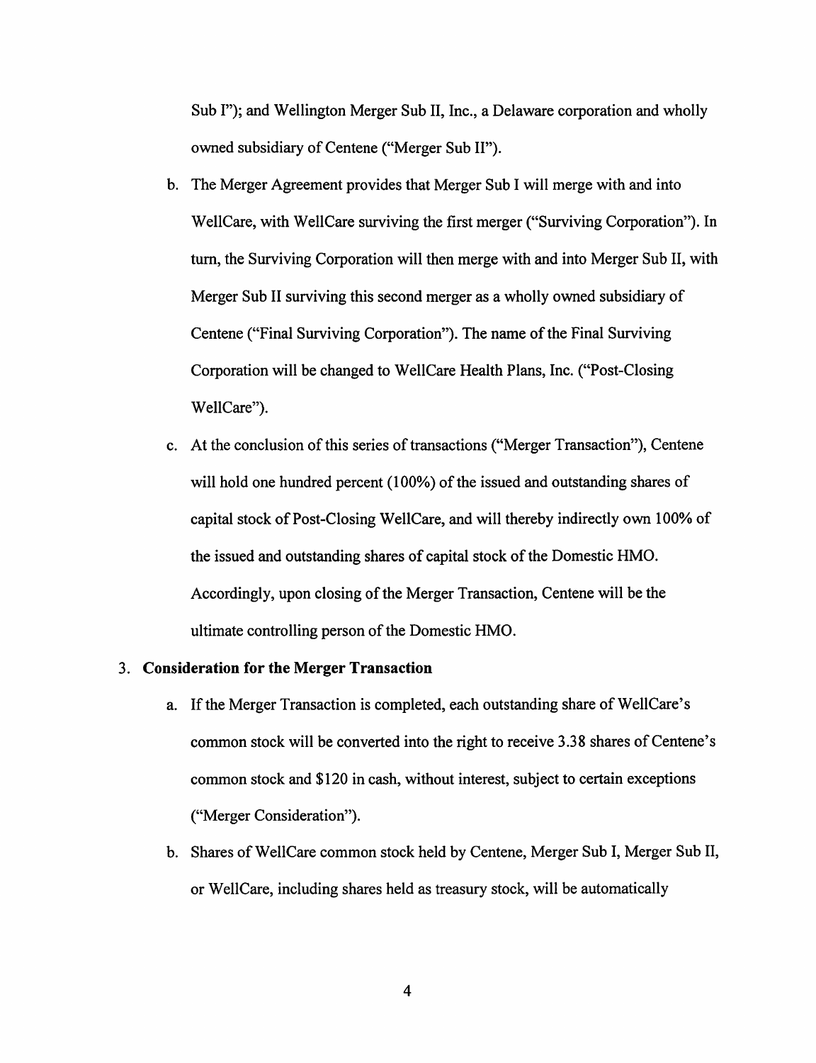Sub I"); and Wellington Merger Sub II, Inc., a Delaware corporation and wholly owned subsidiary of Centene ("Merger Sub II").

b. The Merger Agreement provides that Merger Sub I will merge with and into WellCare, with WellCare surviving the first merger ("Surviving Corporation"). In turn, the Surviving Corporation will then merge with and into Merger Sub II, with Merger Sub II surviving this second merger as a wholly owned subsidiary of Centene ("Final Surviving Corporation"). The name of the Final Surviving Corporation will be changed to WellCare Health Plans, Inc. ("Post-Closing WellCare").

c. At the conclusion of this series of transactions ("Merger Transaction"), Centene will hold one hundred percent (100%) of the issued and outstanding shares of capital stock of Post-Closing WellCare, and will thereby indirectly own 100% of the issued and outstanding shares of capital stock of the Domestic HMO. Accordingly, upon closing of the Merger Transaction, Centene will be the ultimate controlling person of the Domestic HMO.

3. **Consideration for the Merger Transaction**

   a. If the Merger Transaction is completed, each outstanding share of WellCare's common stock will be converted into the right to receive 3.38 shares of Centene's common stock and $120 in cash, without interest, subject to certain exceptions ("Merger Consideration").

   b. Shares of WellCare common stock held by Centene, Merger Sub I, Merger Sub II, or WellCare, including shares held as treasury stock, will be automatically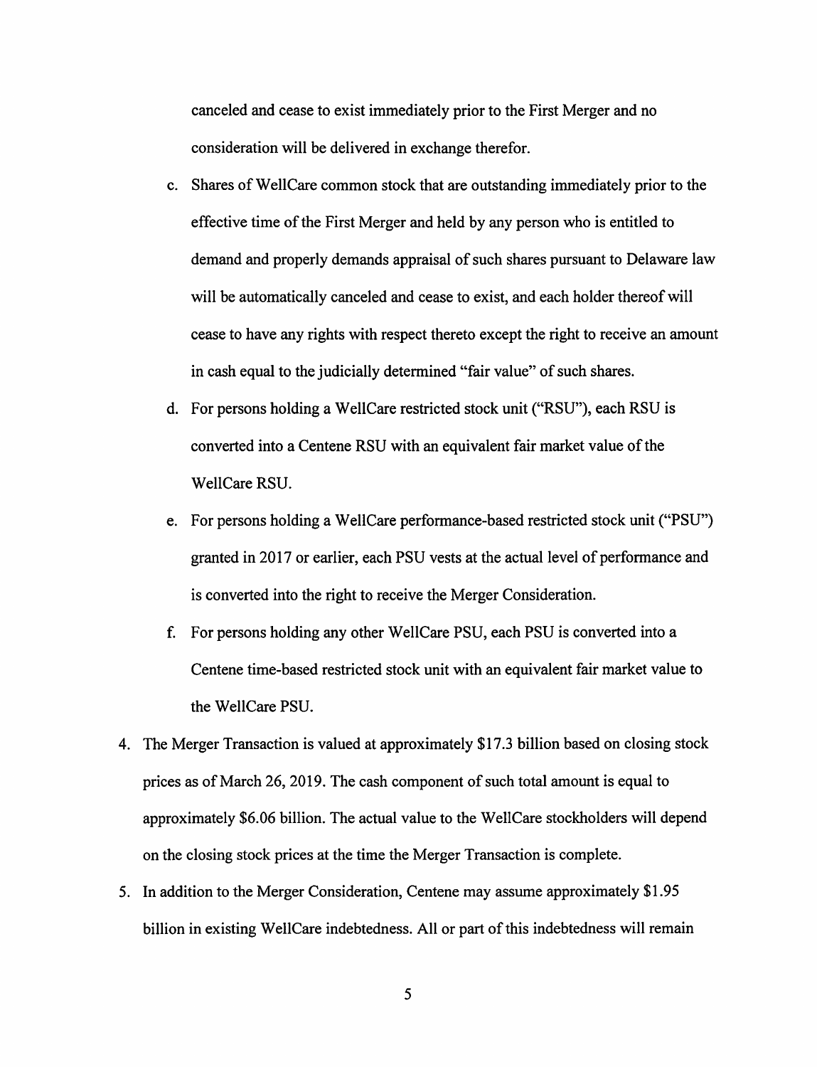canceled and cease to exist immediately prior to the First Merger and no consideration will be delivered in exchange therefor.

   c. Shares of WellCare common stock that are outstanding immediately prior to the effective time of the First Merger and held by any person who is entitled to demand and properly demands appraisal of such shares pursuant to Delaware law will be automatically canceled and cease to exist, and each holder thereof will cease to have any rights with respect thereto except the right to receive an amount in cash equal to the judicially determined "fair value" of such shares.

   d. For persons holding a WellCare restricted stock unit ("RSU"), each RSU is converted into a Centene RSU with an equivalent fair market value of the WellCare RSU.

   e. For persons holding a WellCare performance-based restricted stock unit ("PSU") granted in 2017 or earlier, each PSU vests at the actual level of performance and is converted into the right to receive the Merger Consideration.

   f. For persons holding any other WellCare PSU, each PSU is converted into a Centene time-based restricted stock unit with an equivalent fair market value to the WellCare PSU.

4. The Merger Transaction is valued at approximately $17.3 billion based on closing stock prices as of March 26, 2019. The cash component of such total amount is equal to approximately $6.06 billion. The actual value to the WellCare stockholders will depend on the closing stock prices at the time the Merger Transaction is complete.

5. In addition to the Merger Consideration, Centene may assume approximately $1.95 billion in existing WellCare indebtedness. All or part of this indebtedness will remain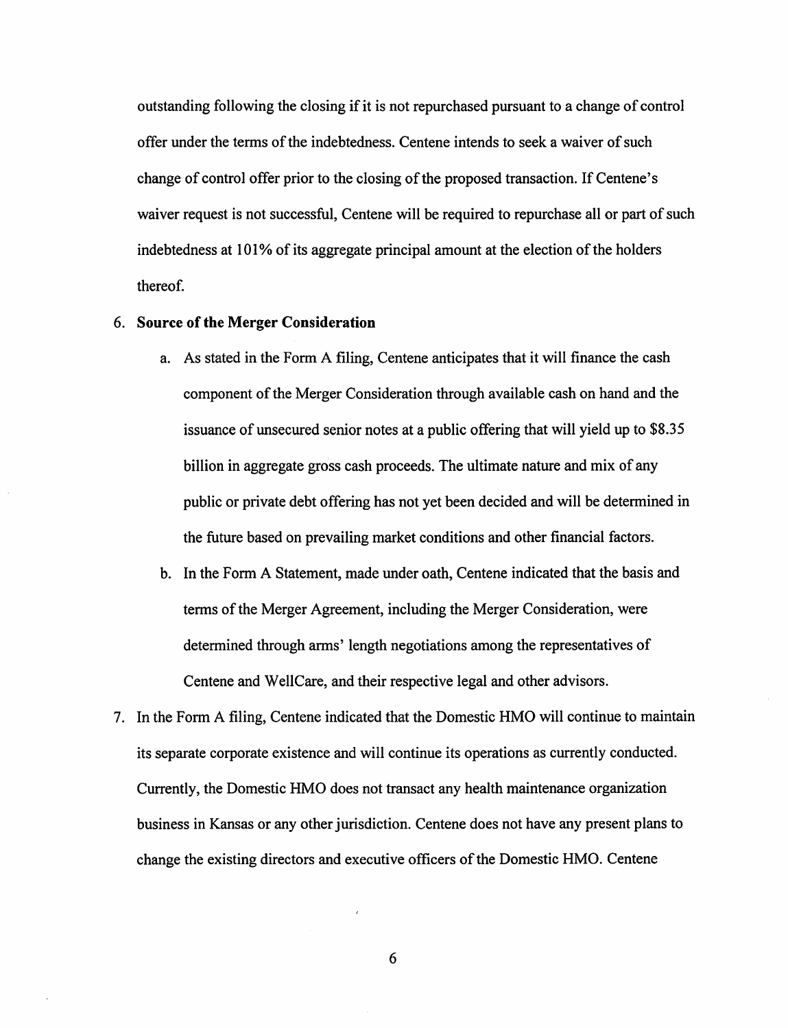outstanding following the closing if it is not repurchased pursuant to a change of control offer under the terms of the indebtedness. Centene intends to seek a waiver of such change of control offer prior to the closing of the proposed transaction. If Centene's waiver request is not successful, Centene will be required to repurchase all or part of such indebtedness at 101% of its aggregate principal amount at the election of the holders thereof.

6. **Source of the Merger Consideration**

   a. As stated in the Form A filing, Centene anticipates that it will finance the cash component of the Merger Consideration through available cash on hand and the issuance of unsecured senior notes at a public offering that will yield up to $8.35 billion in aggregate gross cash proceeds. The ultimate nature and mix of any public or private debt offering has not yet been decided and will be determined in the future based on prevailing market conditions and other financial factors.

   b. In the Form A Statement, made under oath, Centene indicated that the basis and terms of the Merger Agreement, including the Merger Consideration, were determined through arms' length negotiations among the representatives of Centene and WellCare, and their respective legal and other advisors.

7. In the Form A filing, Centene indicated that the Domestic HMO will continue to maintain its separate corporate existence and will continue its operations as currently conducted. Currently, the Domestic HMO does not transact any health maintenance organization business in Kansas or any other jurisdiction. Centene does not have any present plans to change the existing directors and executive officers of the Domestic HMO. Centene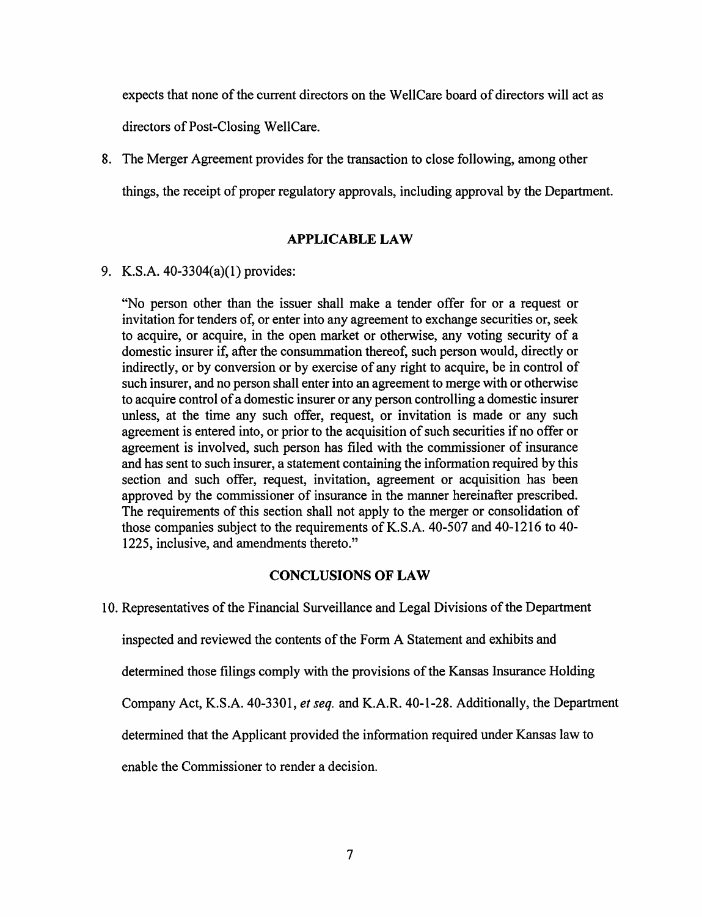expects that none of the current directors on the WellCare board of directors will act as directors of Post-Closing WellCare.

8. The Merger Agreement provides for the transaction to close following, among other things, the receipt of proper regulatory approvals, including approval by the Department.

## APPLICABLE LAW

9. K.S.A. 40-3304(a)(1) provides:

> "No person other than the issuer shall make a tender offer for or a request or invitation for tenders of, or enter into any agreement to exchange securities or, seek to acquire, or acquire, in the open market or otherwise, any voting security of a domestic insurer if, after the consummation thereof, such person would, directly or indirectly, or by conversion or by exercise of any right to acquire, be in control of such insurer, and no person shall enter into an agreement to merge with or otherwise to acquire control of a domestic insurer or any person controlling a domestic insurer unless, at the time any such offer, request, or invitation is made or any such agreement is entered into, or prior to the acquisition of such securities if no offer or agreement is involved, such person has filed with the commissioner of insurance and has sent to such insurer, a statement containing the information required by this section and such offer, request, invitation, agreement or acquisition has been approved by the commissioner of insurance in the manner hereinafter prescribed. The requirements of this section shall not apply to the merger or consolidation of those companies subject to the requirements of K.S.A. 40-507 and 40-1216 to 40-1225, inclusive, and amendments thereto."

## CONCLUSIONS OF LAW

10. Representatives of the Financial Surveillance and Legal Divisions of the Department inspected and reviewed the contents of the Form A Statement and exhibits and determined those filings comply with the provisions of the Kansas Insurance Holding Company Act, K.S.A. 40-3301, *et seq.* and K.A.R. 40-1-28. Additionally, the Department determined that the Applicant provided the information required under Kansas law to enable the Commissioner to render a decision.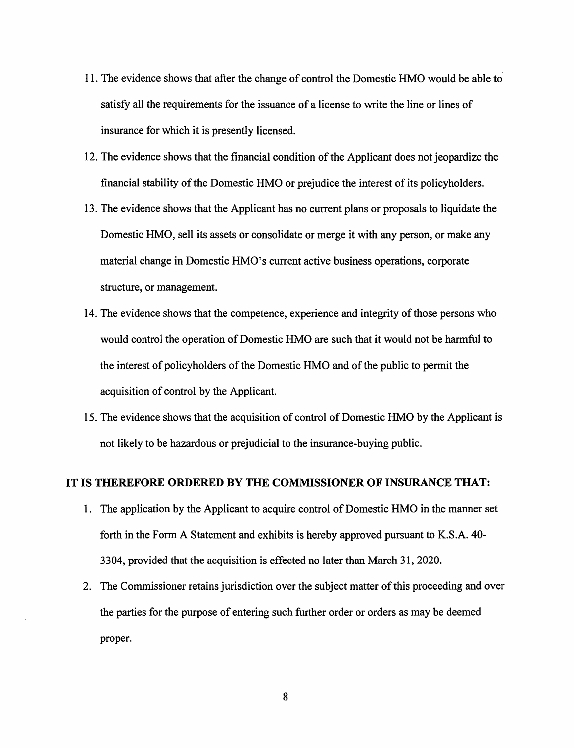11. The evidence shows that after the change of control the Domestic HMO would be able to satisfy all the requirements for the issuance of a license to write the line or lines of insurance for which it is presently licensed.
12. The evidence shows that the financial condition of the Applicant does not jeopardize the financial stability of the Domestic HMO or prejudice the interest of its policyholders.
13. The evidence shows that the Applicant has no current plans or proposals to liquidate the Domestic HMO, sell its assets or consolidate or merge it with any person, or make any material change in Domestic HMO's current active business operations, corporate structure, or management.
14. The evidence shows that the competence, experience and integrity of those persons who would control the operation of Domestic HMO are such that it would not be harmful to the interest of policyholders of the Domestic HMO and of the public to permit the acquisition of control by the Applicant.
15. The evidence shows that the acquisition of control of Domestic HMO by the Applicant is not likely to be hazardous or prejudicial to the insurance-buying public.

**IT IS THEREFORE ORDERED BY THE COMMISSIONER OF INSURANCE THAT:**

1. The application by the Applicant to acquire control of Domestic HMO in the manner set forth in the Form A Statement and exhibits is hereby approved pursuant to K.S.A. 40-3304, provided that the acquisition is effected no later than March 31, 2020.
2. The Commissioner retains jurisdiction over the subject matter of this proceeding and over the parties for the purpose of entering such further order or orders as may be deemed proper.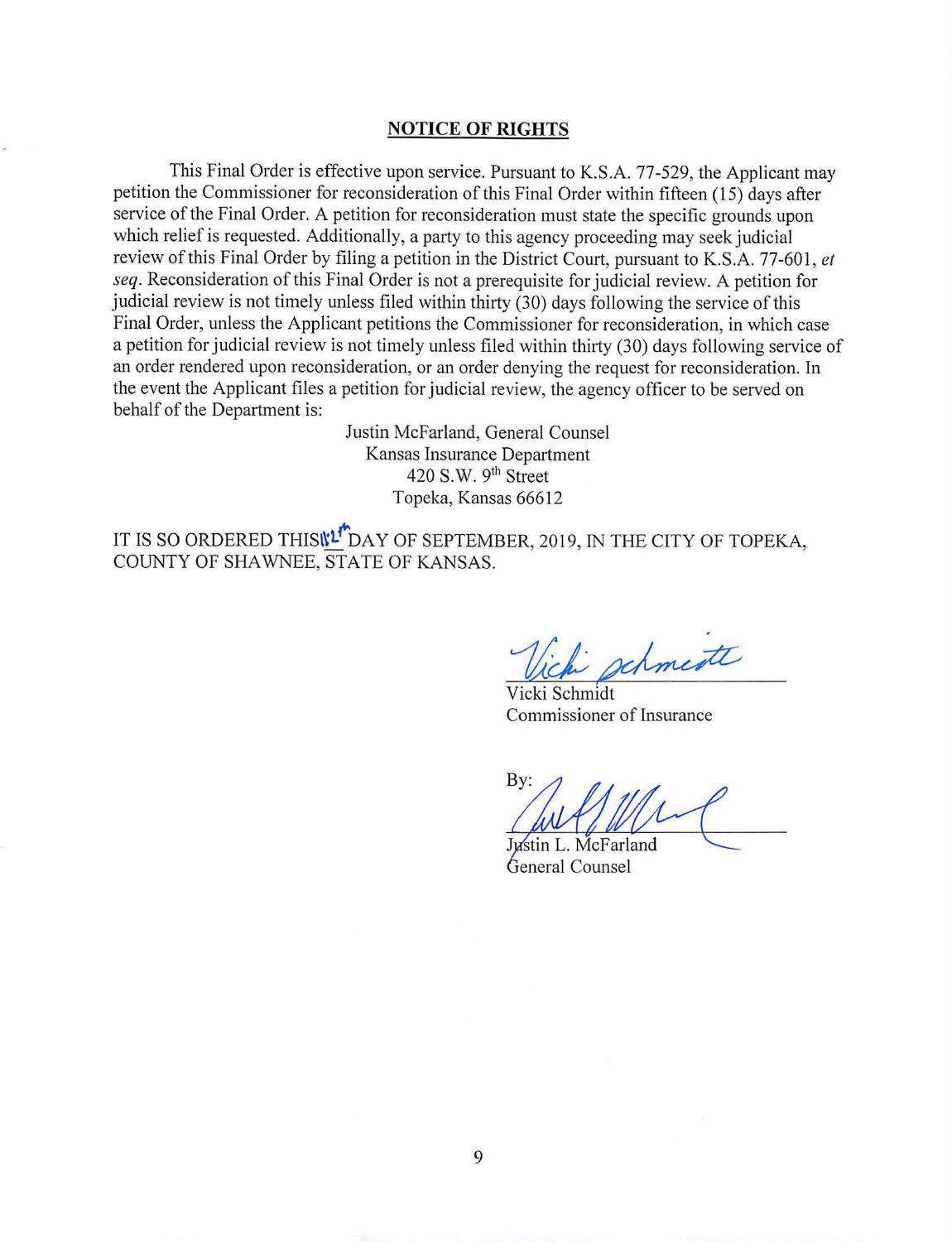## NOTICE OF RIGHTS

This Final Order is effective upon service. Pursuant to K.S.A. 77-529, the Applicant may petition the Commissioner for reconsideration of this Final Order within fifteen (15) days after service of the Final Order. A petition for reconsideration must state the specific grounds upon which relief is requested. Additionally, a party to this agency proceeding may seek judicial review of this Final Order by filing a petition in the District Court, pursuant to K.S.A. 77-601, *et seq*. Reconsideration of this Final Order is not a prerequisite for judicial review. A petition for judicial review is not timely unless filed within thirty (30) days following the service of this Final Order, unless the Applicant petitions the Commissioner for reconsideration, in which case a petition for judicial review is not timely unless filed within thirty (30) days following service of an order rendered upon reconsideration, or an order denying the request for reconsideration. In the event the Applicant files a petition for judicial review, the agency officer to be served on behalf of the Department is:

Justin McFarland, General Counsel
Kansas Insurance Department
420 S.W. 9th Street
Topeka, Kansas 66612

IT IS SO ORDERED THIS 12th DAY OF SEPTEMBER, 2019, IN THE CITY OF TOPEKA, COUNTY OF SHAWNEE, STATE OF KANSAS.

Vicki Schmidt
Commissioner of Insurance

By:

Justin L. McFarland
General Counsel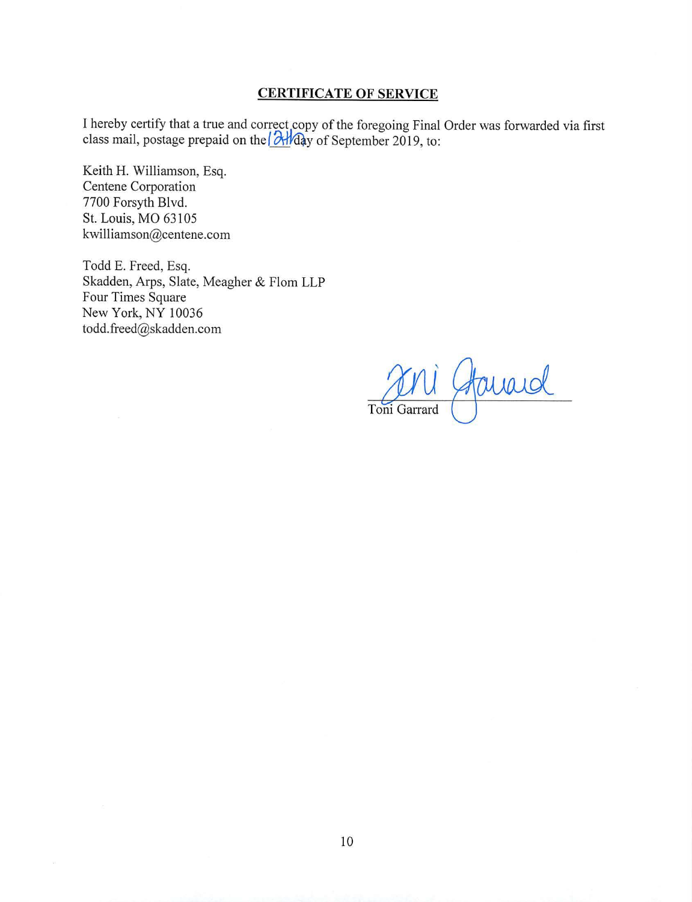**CERTIFICATE OF SERVICE**

I hereby certify that a true and correct copy of the foregoing Final Order was forwarded via first class mail, postage prepaid on the 24th day of September 2019, to:

Keith H. Williamson, Esq.
Centene Corporation
7700 Forsyth Blvd.
St. Louis, MO 63105
kwilliamson@centene.com

Todd E. Freed, Esq.
Skadden, Arps, Slate, Meagher & Flom LLP
Four Times Square
New York, NY 10036
todd.freed@skadden.com

Toni Garrard